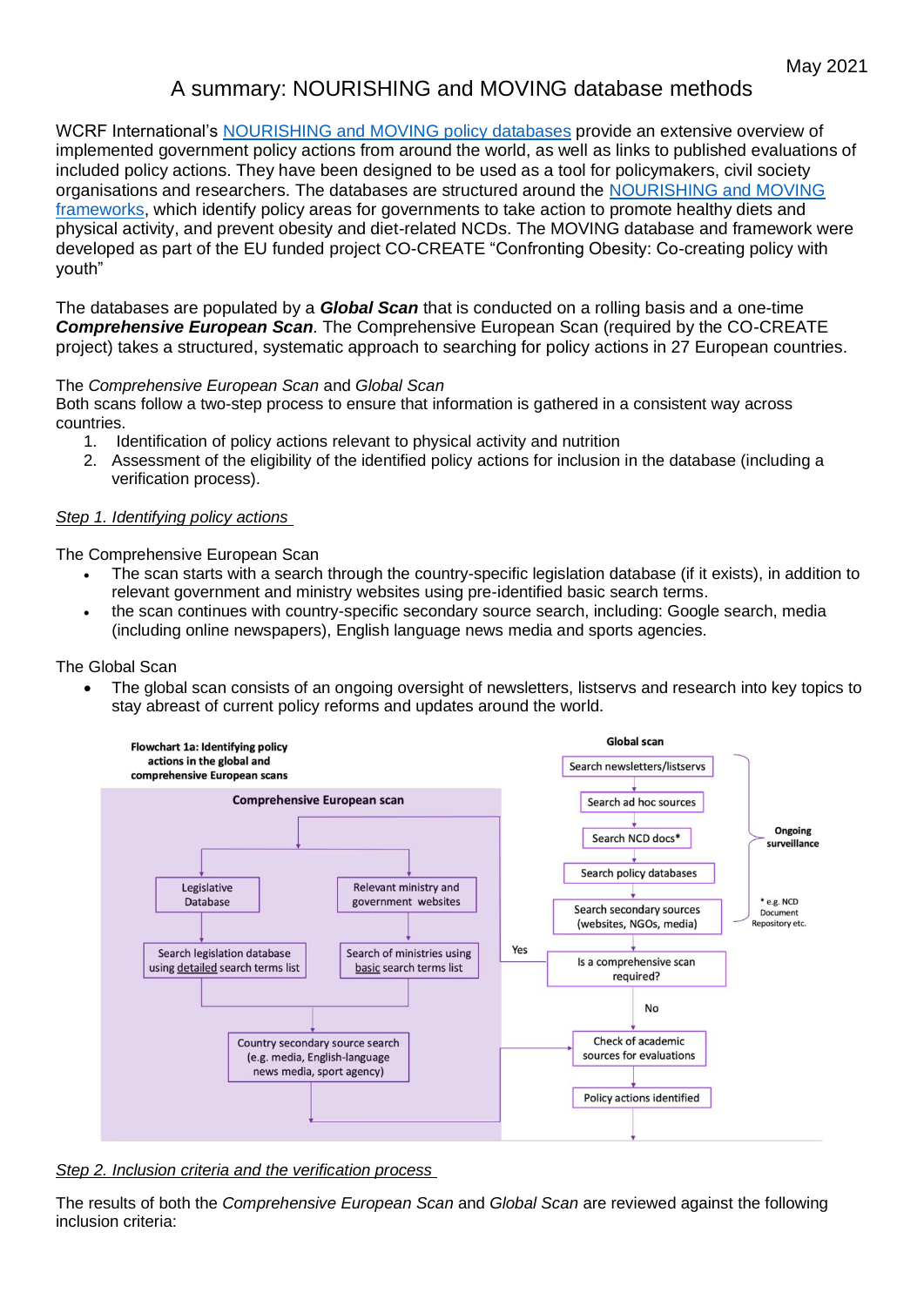May 2021

# A summary: NOURISHING and MOVING database methods

WCRF International's NOURISHING and MOVING policy databases provide an extensive overview of implemented government policy actions from around the world, as well as links to published evaluations of included policy actions. They have been designed to be used as a tool for policymakers, civil society organisations and researchers. The databases are structured around the NOURISHING and MOVING frameworks, which identify policy areas for governments to take action to promote healthy diets and physical activity, and prevent obesity and diet-related NCDs. The MOVING database and framework were developed as part of the EU funded project CO-CREATE "Confronting Obesity: Co-creating policy with youth"

The databases are populated by a ***Global Scan*** that is conducted on a rolling basis and a one-time ***Comprehensive European Scan***. The Comprehensive European Scan (required by the CO-CREATE project) takes a structured, systematic approach to searching for policy actions in 27 European countries.

The *Comprehensive European Scan* and *Global Scan*
Both scans follow a two-step process to ensure that information is gathered in a consistent way across countries.

1. Identification of policy actions relevant to physical activity and nutrition
2. Assessment of the eligibility of the identified policy actions for inclusion in the database (including a verification process).

*Step 1. Identifying policy actions*

The Comprehensive European Scan

- The scan starts with a search through the country-specific legislation database (if it exists), in addition to relevant government and ministry websites using pre-identified basic search terms.
- the scan continues with country-specific secondary source search, including: Google search, media (including online newspapers), English language news media and sports agencies.

The Global Scan

- The global scan consists of an ongoing oversight of newsletters, listservs and research into key topics to stay abreast of current policy reforms and updates around the world.

**Flowchart 1a: Identifying policy actions in the global and comprehensive European scans**

**Comprehensive European scan**

- Legislative Database → Search legislation database using detailed search terms list
- Relevant ministry and government websites → Search of ministries using basic search terms list
- → Country secondary source search (e.g. media, English-language news media, sport agency)

**Global scan** (Ongoing surveillance)

- Search newsletters/listservs
- Search ad hoc sources
- Search NCD docs*
- Search policy databases
- Search secondary sources (websites, NGOs, media)
- Is a comprehensive scan required? Yes → Comprehensive European scan; No → Check of academic sources for evaluations
- Policy actions identified

\* e.g. NCD Document Repository etc.

*Step 2. Inclusion criteria and the verification process*

The results of both the *Comprehensive European Scan* and *Global Scan* are reviewed against the following inclusion criteria: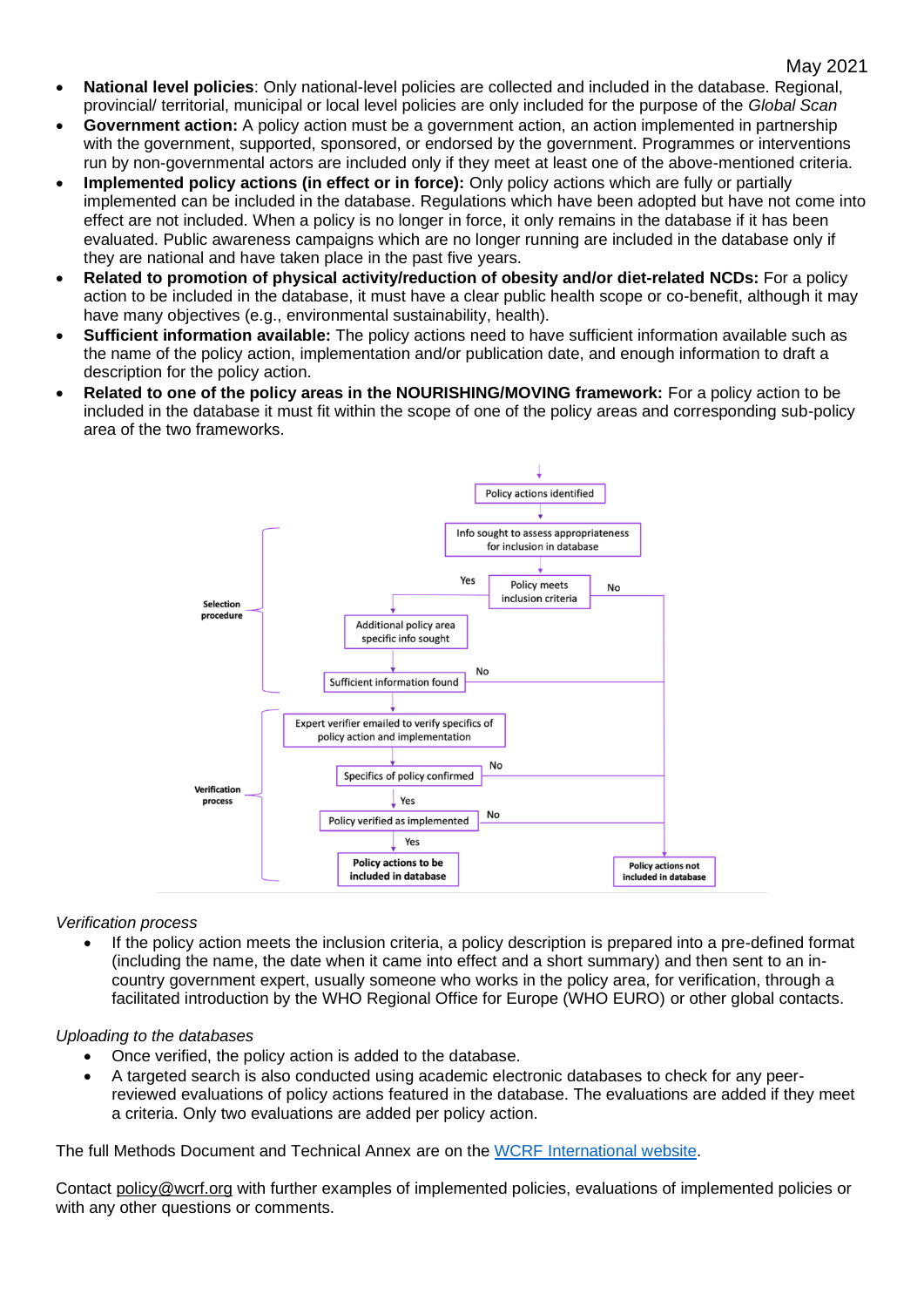- **National level policies**: Only national-level policies are collected and included in the database. Regional, provincial/ territorial, municipal or local level policies are only included for the purpose of the *Global Scan*
- **Government action:** A policy action must be a government action, an action implemented in partnership with the government, supported, sponsored, or endorsed by the government. Programmes or interventions run by non-governmental actors are included only if they meet at least one of the above-mentioned criteria.
- **Implemented policy actions (in effect or in force):** Only policy actions which are fully or partially implemented can be included in the database. Regulations which have been adopted but have not come into effect are not included. When a policy is no longer in force, it only remains in the database if it has been evaluated. Public awareness campaigns which are no longer running are included in the database only if they are national and have taken place in the past five years.
- **Related to promotion of physical activity/reduction of obesity and/or diet-related NCDs:** For a policy action to be included in the database, it must have a clear public health scope or co-benefit, although it may have many objectives (e.g., environmental sustainability, health).
- **Sufficient information available:** The policy actions need to have sufficient information available such as the name of the policy action, implementation and/or publication date, and enough information to draft a description for the policy action.
- **Related to one of the policy areas in the NOURISHING/MOVING framework:** For a policy action to be included in the database it must fit within the scope of one of the policy areas and corresponding sub-policy area of the two frameworks.

**Selection procedure**

Policy actions identified → Info sought to assess appropriateness for inclusion in database → Policy meets inclusion criteria (No → Policy actions not included in database) → Yes → Additional policy area specific info sought → Sufficient information found (No → Policy actions not included in database)

**Verification process**

Expert verifier emailed to verify specifics of policy action and implementation → Specifics of policy confirmed (No → Policy actions not included in database) → Yes → Policy verified as implemented (No → Policy actions not included in database) → Yes → **Policy actions to be included in database**

*Verification process*

- If the policy action meets the inclusion criteria, a policy description is prepared into a pre-defined format (including the name, the date when it came into effect and a short summary) and then sent to an in-country government expert, usually someone who works in the policy area, for verification, through a facilitated introduction by the WHO Regional Office for Europe (WHO EURO) or other global contacts.

*Uploading to the databases*

- Once verified, the policy action is added to the database.
- A targeted search is also conducted using academic electronic databases to check for any peer-reviewed evaluations of policy actions featured in the database. The evaluations are added if they meet a criteria. Only two evaluations are added per policy action.

The full Methods Document and Technical Annex are on the [WCRF International website](#).

Contact policy@wcrf.org with further examples of implemented policies, evaluations of implemented policies or with any other questions or comments.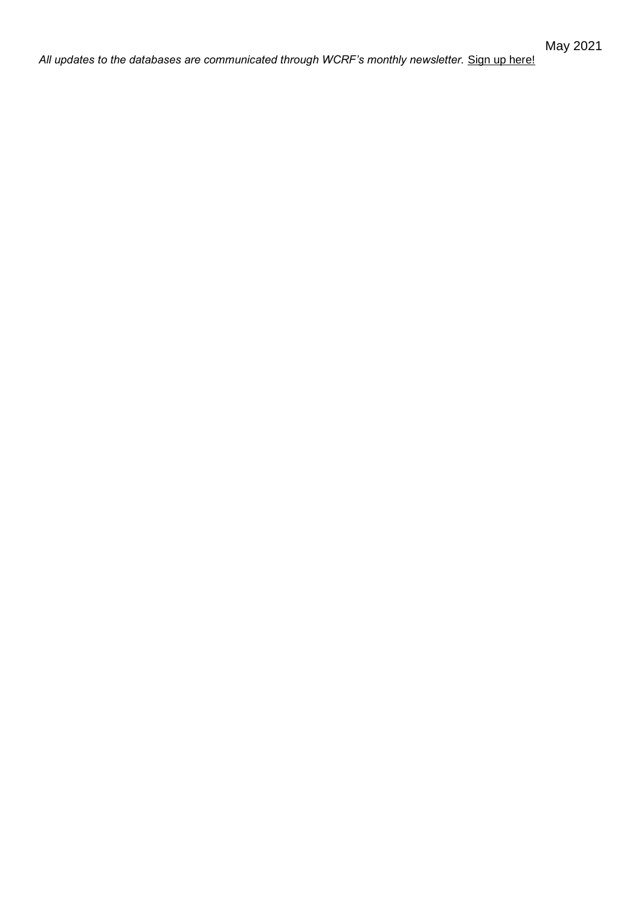May 2021

*All updates to the databases are communicated through WCRF's monthly newsletter.* Sign up here!